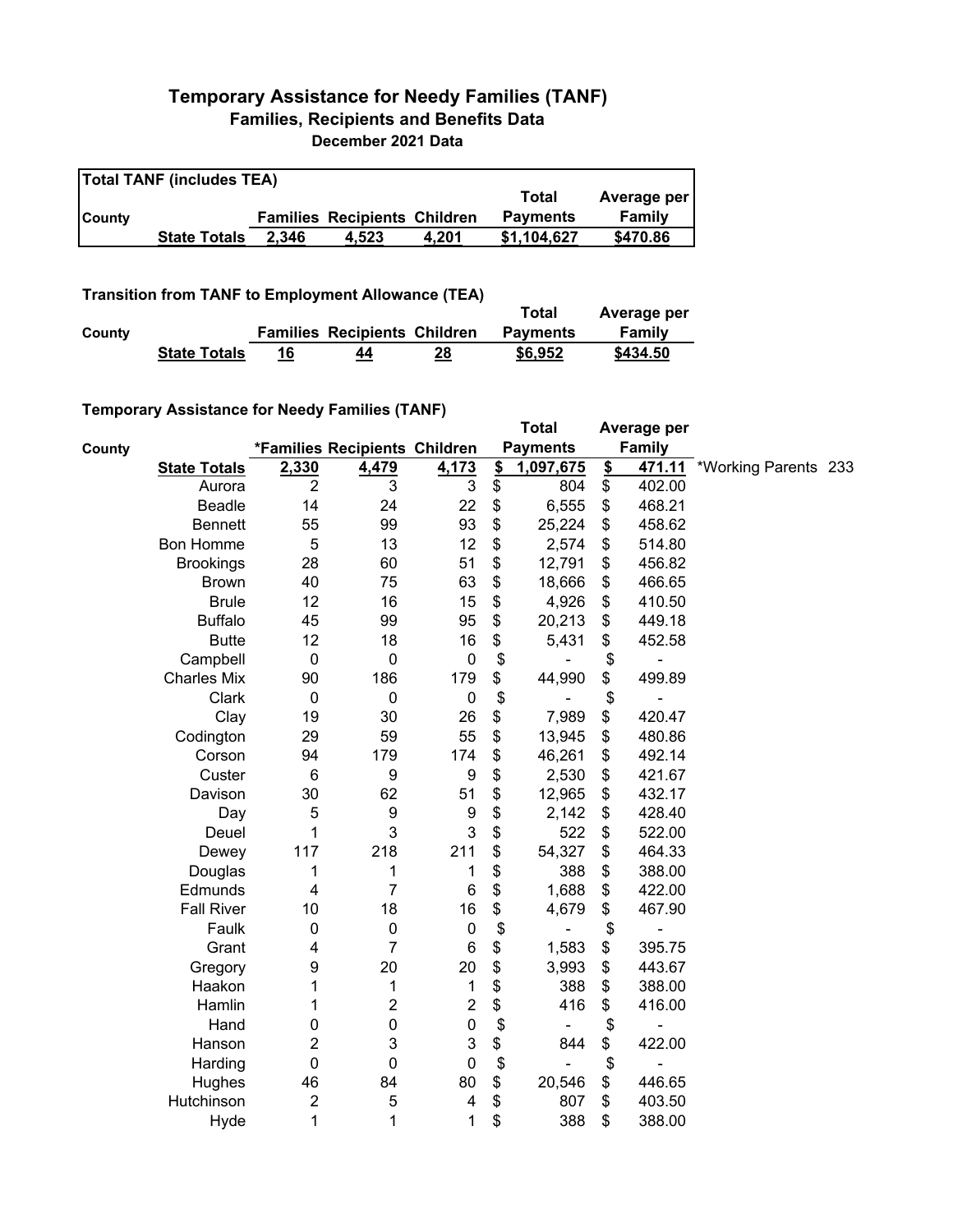# Temporary Assistance for Needy Families (TANF)

## Families, Recipients and Benefits Data

### December 2021 Data

**Total TANF (includes TEA)**

| County | | Families | Recipients | Children | Total Payments | Average per Family |
|---|---|---|---|---|---|---|
| | **State Totals** | **2,346** | **4,523** | **4,201** | **$1,104,627** | **$470.86** |

**Transition from TANF to Employment Allowance (TEA)**

| County | | Families | Recipients | Children | Total Payments | Average per Family |
|---|---|---|---|---|---|---|
| | **State Totals** | **16** | **44** | **28** | **$6,952** | **$434.50** |

**Temporary Assistance for Needy Families (TANF)**

| County | | *Families | Recipients | Children | Total Payments | Average per Family | |
|---|---|---|---|---|---|---|---|
| | **State Totals** | **2,330** | **4,479** | **4,173** | **$ 1,097,675** | **$ 471.11** | *Working Parents 233 |
| | Aurora | 2 | 3 | 3 | $ 804 | $ 402.00 | |
| | Beadle | 14 | 24 | 22 | $ 6,555 | $ 468.21 | |
| | Bennett | 55 | 99 | 93 | $ 25,224 | $ 458.62 | |
| | Bon Homme | 5 | 13 | 12 | $ 2,574 | $ 514.80 | |
| | Brookings | 28 | 60 | 51 | $ 12,791 | $ 456.82 | |
| | Brown | 40 | 75 | 63 | $ 18,666 | $ 466.65 | |
| | Brule | 12 | 16 | 15 | $ 4,926 | $ 410.50 | |
| | Buffalo | 45 | 99 | 95 | $ 20,213 | $ 449.18 | |
| | Butte | 12 | 18 | 16 | $ 5,431 | $ 452.58 | |
| | Campbell | 0 | 0 | 0 | $ - | $ - | |
| | Charles Mix | 90 | 186 | 179 | $ 44,990 | $ 499.89 | |
| | Clark | 0 | 0 | 0 | $ - | $ - | |
| | Clay | 19 | 30 | 26 | $ 7,989 | $ 420.47 | |
| | Codington | 29 | 59 | 55 | $ 13,945 | $ 480.86 | |
| | Corson | 94 | 179 | 174 | $ 46,261 | $ 492.14 | |
| | Custer | 6 | 9 | 9 | $ 2,530 | $ 421.67 | |
| | Davison | 30 | 62 | 51 | $ 12,965 | $ 432.17 | |
| | Day | 5 | 9 | 9 | $ 2,142 | $ 428.40 | |
| | Deuel | 1 | 3 | 3 | $ 522 | $ 522.00 | |
| | Dewey | 117 | 218 | 211 | $ 54,327 | $ 464.33 | |
| | Douglas | 1 | 1 | 1 | $ 388 | $ 388.00 | |
| | Edmunds | 4 | 7 | 6 | $ 1,688 | $ 422.00 | |
| | Fall River | 10 | 18 | 16 | $ 4,679 | $ 467.90 | |
| | Faulk | 0 | 0 | 0 | $ - | $ - | |
| | Grant | 4 | 7 | 6 | $ 1,583 | $ 395.75 | |
| | Gregory | 9 | 20 | 20 | $ 3,993 | $ 443.67 | |
| | Haakon | 1 | 1 | 1 | $ 388 | $ 388.00 | |
| | Hamlin | 1 | 2 | 2 | $ 416 | $ 416.00 | |
| | Hand | 0 | 0 | 0 | $ - | $ - | |
| | Hanson | 2 | 3 | 3 | $ 844 | $ 422.00 | |
| | Harding | 0 | 0 | 0 | $ - | $ - | |
| | Hughes | 46 | 84 | 80 | $ 20,546 | $ 446.65 | |
| | Hutchinson | 2 | 5 | 4 | $ 807 | $ 403.50 | |
| | Hyde | 1 | 1 | 1 | $ 388 | $ 388.00 | |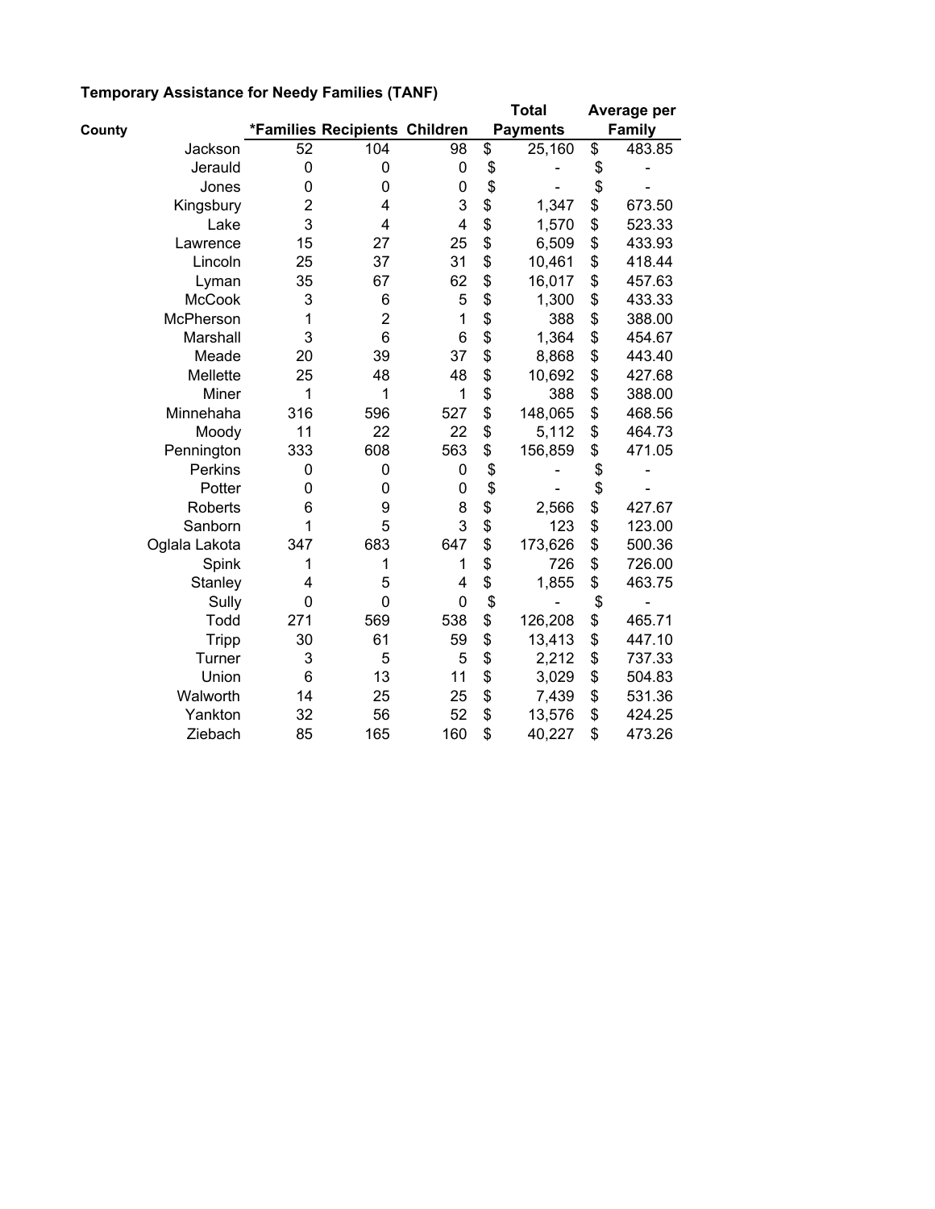**Temporary Assistance for Needy Families (TANF)**

| County | *Families | Recipients | Children | Total Payments | Average per Family |
|---|---|---|---|---|---|
| Jackson | 52 | 104 | 98 | $ 25,160 | $ 483.85 |
| Jerauld | 0 | 0 | 0 | $ - | $ - |
| Jones | 0 | 0 | 0 | $ - | $ - |
| Kingsbury | 2 | 4 | 3 | $ 1,347 | $ 673.50 |
| Lake | 3 | 4 | 4 | $ 1,570 | $ 523.33 |
| Lawrence | 15 | 27 | 25 | $ 6,509 | $ 433.93 |
| Lincoln | 25 | 37 | 31 | $ 10,461 | $ 418.44 |
| Lyman | 35 | 67 | 62 | $ 16,017 | $ 457.63 |
| McCook | 3 | 6 | 5 | $ 1,300 | $ 433.33 |
| McPherson | 1 | 2 | 1 | $ 388 | $ 388.00 |
| Marshall | 3 | 6 | 6 | $ 1,364 | $ 454.67 |
| Meade | 20 | 39 | 37 | $ 8,868 | $ 443.40 |
| Mellette | 25 | 48 | 48 | $ 10,692 | $ 427.68 |
| Miner | 1 | 1 | 1 | $ 388 | $ 388.00 |
| Minnehaha | 316 | 596 | 527 | $ 148,065 | $ 468.56 |
| Moody | 11 | 22 | 22 | $ 5,112 | $ 464.73 |
| Pennington | 333 | 608 | 563 | $ 156,859 | $ 471.05 |
| Perkins | 0 | 0 | 0 | $ - | $ - |
| Potter | 0 | 0 | 0 | $ - | $ - |
| Roberts | 6 | 9 | 8 | $ 2,566 | $ 427.67 |
| Sanborn | 1 | 5 | 3 | $ 123 | $ 123.00 |
| Oglala Lakota | 347 | 683 | 647 | $ 173,626 | $ 500.36 |
| Spink | 1 | 1 | 1 | $ 726 | $ 726.00 |
| Stanley | 4 | 5 | 4 | $ 1,855 | $ 463.75 |
| Sully | 0 | 0 | 0 | $ - | $ - |
| Todd | 271 | 569 | 538 | $ 126,208 | $ 465.71 |
| Tripp | 30 | 61 | 59 | $ 13,413 | $ 447.10 |
| Turner | 3 | 5 | 5 | $ 2,212 | $ 737.33 |
| Union | 6 | 13 | 11 | $ 3,029 | $ 504.83 |
| Walworth | 14 | 25 | 25 | $ 7,439 | $ 531.36 |
| Yankton | 32 | 56 | 52 | $ 13,576 | $ 424.25 |
| Ziebach | 85 | 165 | 160 | $ 40,227 | $ 473.26 |